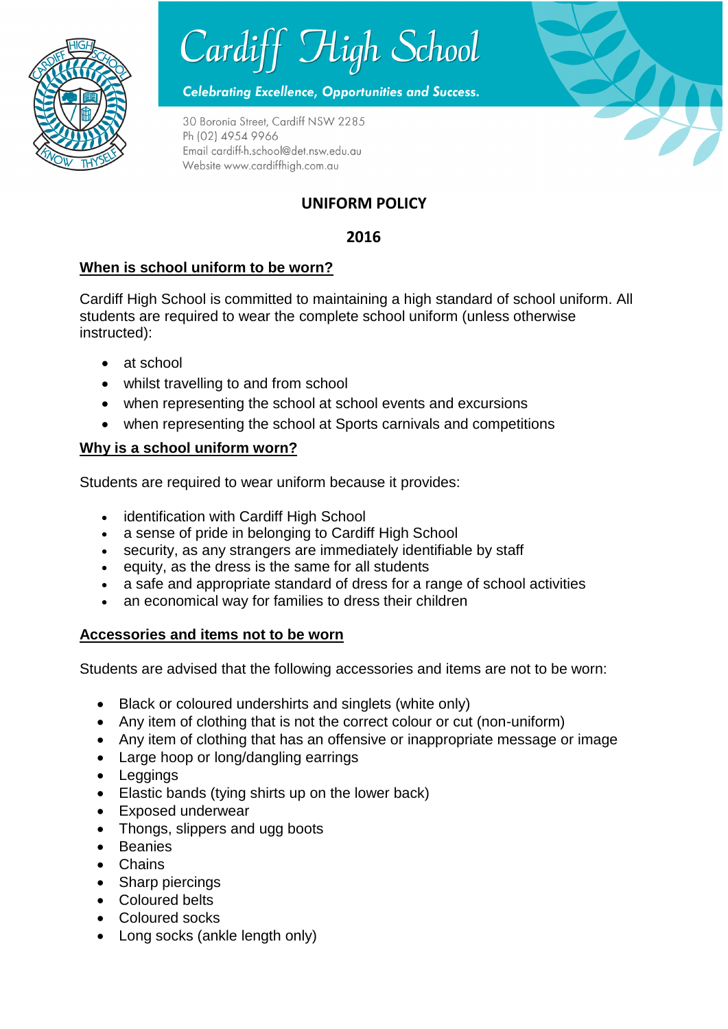# Cardiff High School

*Celebrating Excellence, Opportunities and Success.*

30 Boronia Street, Cardiff NSW 2285
Ph (02) 4954 9966
Email cardiff-h.school@det.nsw.edu.au
Website www.cardiffhigh.com.au

## UNIFORM POLICY

## 2016

### When is school uniform to be worn?

Cardiff High School is committed to maintaining a high standard of school uniform. All students are required to wear the complete school uniform (unless otherwise instructed):

- at school
- whilst travelling to and from school
- when representing the school at school events and excursions
- when representing the school at Sports carnivals and competitions

### Why is a school uniform worn?

Students are required to wear uniform because it provides:

- identification with Cardiff High School
- a sense of pride in belonging to Cardiff High School
- security, as any strangers are immediately identifiable by staff
- equity, as the dress is the same for all students
- a safe and appropriate standard of dress for a range of school activities
- an economical way for families to dress their children

### Accessories and items not to be worn

Students are advised that the following accessories and items are not to be worn:

- Black or coloured undershirts and singlets (white only)
- Any item of clothing that is not the correct colour or cut (non-uniform)
- Any item of clothing that has an offensive or inappropriate message or image
- Large hoop or long/dangling earrings
- Leggings
- Elastic bands (tying shirts up on the lower back)
- Exposed underwear
- Thongs, slippers and ugg boots
- Beanies
- Chains
- Sharp piercings
- Coloured belts
- Coloured socks
- Long socks (ankle length only)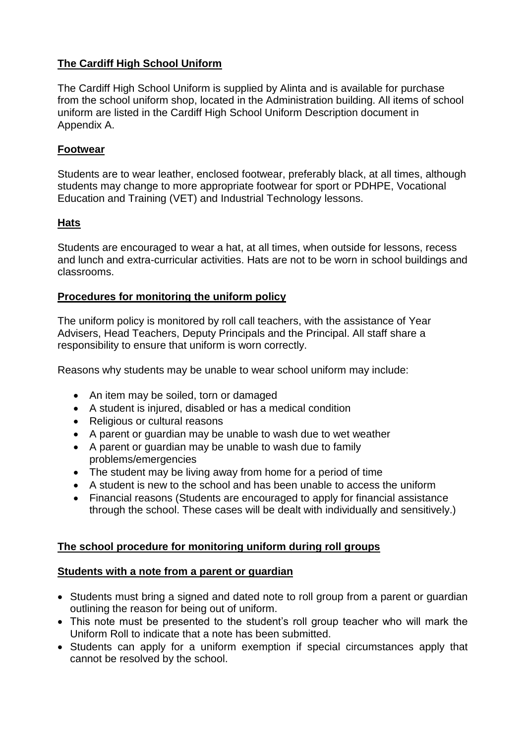## The Cardiff High School Uniform

The Cardiff High School Uniform is supplied by Alinta and is available for purchase from the school uniform shop, located in the Administration building. All items of school uniform are listed in the Cardiff High School Uniform Description document in Appendix A.

## Footwear

Students are to wear leather, enclosed footwear, preferably black, at all times, although students may change to more appropriate footwear for sport or PDHPE, Vocational Education and Training (VET) and Industrial Technology lessons.

## Hats

Students are encouraged to wear a hat, at all times, when outside for lessons, recess and lunch and extra-curricular activities. Hats are not to be worn in school buildings and classrooms.

## Procedures for monitoring the uniform policy

The uniform policy is monitored by roll call teachers, with the assistance of Year Advisers, Head Teachers, Deputy Principals and the Principal. All staff share a responsibility to ensure that uniform is worn correctly.

Reasons why students may be unable to wear school uniform may include:

- An item may be soiled, torn or damaged
- A student is injured, disabled or has a medical condition
- Religious or cultural reasons
- A parent or guardian may be unable to wash due to wet weather
- A parent or guardian may be unable to wash due to family problems/emergencies
- The student may be living away from home for a period of time
- A student is new to the school and has been unable to access the uniform
- Financial reasons (Students are encouraged to apply for financial assistance through the school. These cases will be dealt with individually and sensitively.)

## The school procedure for monitoring uniform during roll groups

## Students with a note from a parent or guardian

- Students must bring a signed and dated note to roll group from a parent or guardian outlining the reason for being out of uniform.
- This note must be presented to the student's roll group teacher who will mark the Uniform Roll to indicate that a note has been submitted.
- Students can apply for a uniform exemption if special circumstances apply that cannot be resolved by the school.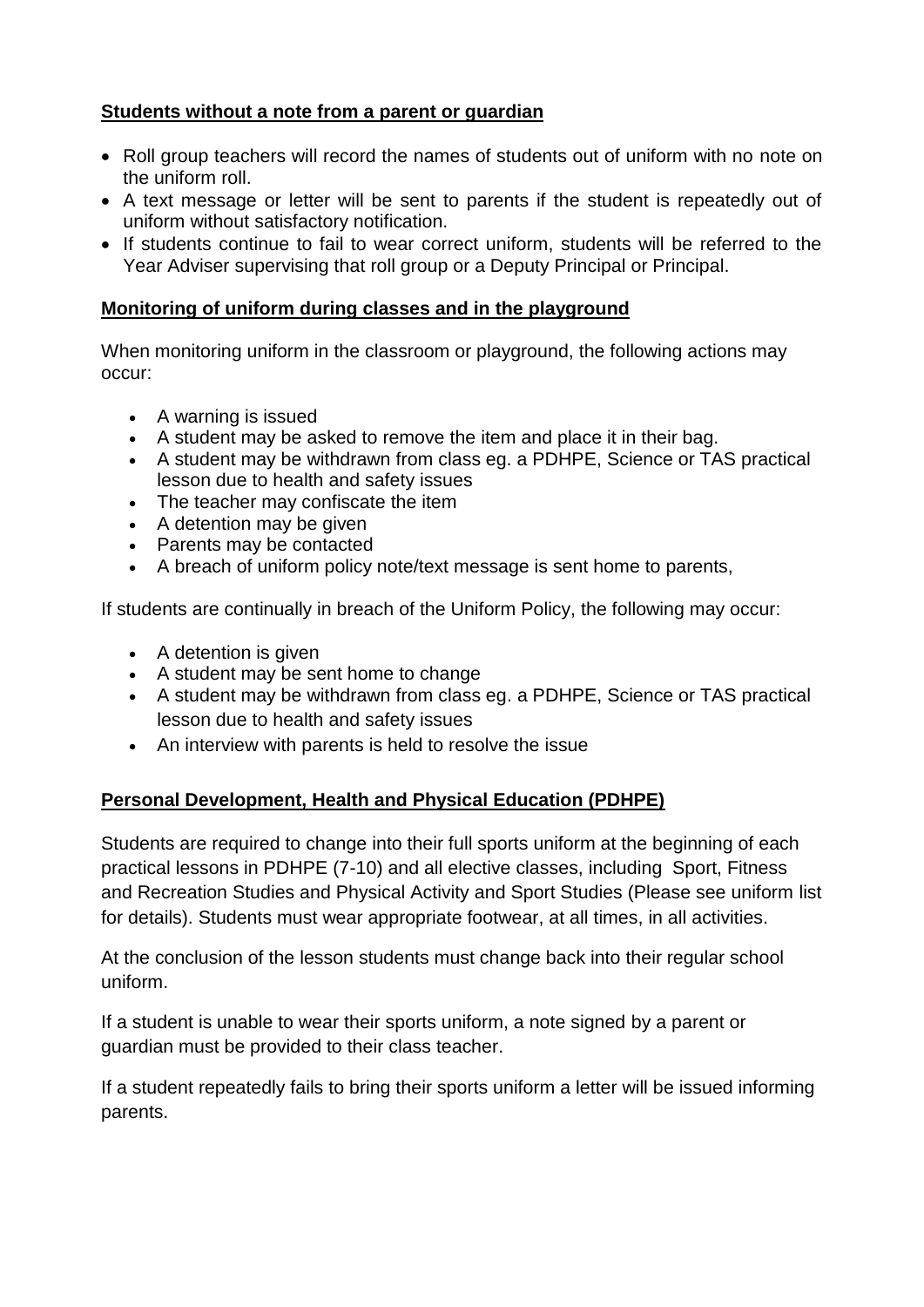### Students without a note from a parent or guardian

- Roll group teachers will record the names of students out of uniform with no note on the uniform roll.
- A text message or letter will be sent to parents if the student is repeatedly out of uniform without satisfactory notification.
- If students continue to fail to wear correct uniform, students will be referred to the Year Adviser supervising that roll group or a Deputy Principal or Principal.

### Monitoring of uniform during classes and in the playground

When monitoring uniform in the classroom or playground, the following actions may occur:

- A warning is issued
- A student may be asked to remove the item and place it in their bag.
- A student may be withdrawn from class eg. a PDHPE, Science or TAS practical lesson due to health and safety issues
- The teacher may confiscate the item
- A detention may be given
- Parents may be contacted
- A breach of uniform policy note/text message is sent home to parents,

If students are continually in breach of the Uniform Policy, the following may occur:

- A detention is given
- A student may be sent home to change
- A student may be withdrawn from class eg. a PDHPE, Science or TAS practical lesson due to health and safety issues
- An interview with parents is held to resolve the issue

### Personal Development, Health and Physical Education (PDHPE)

Students are required to change into their full sports uniform at the beginning of each practical lessons in PDHPE (7-10) and all elective classes, including Sport, Fitness and Recreation Studies and Physical Activity and Sport Studies (Please see uniform list for details). Students must wear appropriate footwear, at all times, in all activities.

At the conclusion of the lesson students must change back into their regular school uniform.

If a student is unable to wear their sports uniform, a note signed by a parent or guardian must be provided to their class teacher.

If a student repeatedly fails to bring their sports uniform a letter will be issued informing parents.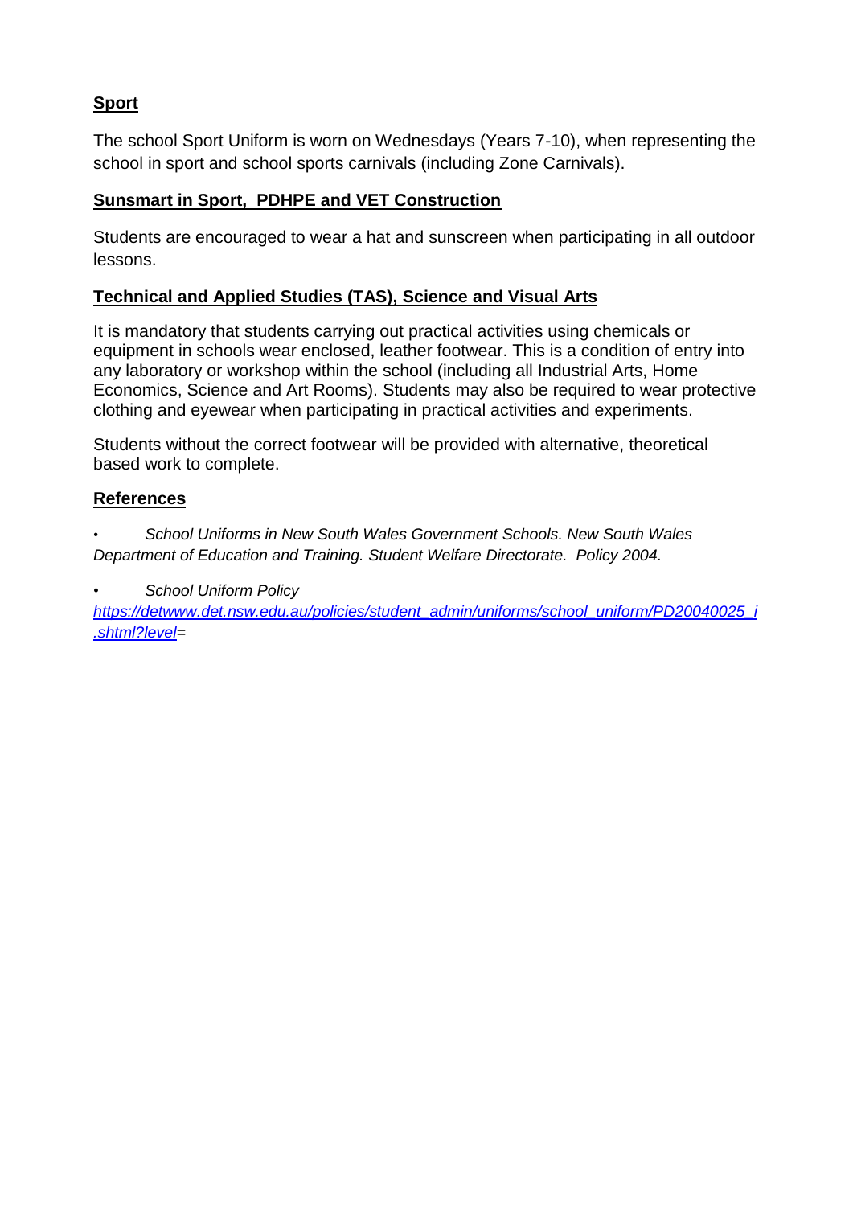## Sport

The school Sport Uniform is worn on Wednesdays (Years 7-10), when representing the school in sport and school sports carnivals (including Zone Carnivals).

## Sunsmart in Sport, PDHPE and VET Construction

Students are encouraged to wear a hat and sunscreen when participating in all outdoor lessons.

## Technical and Applied Studies (TAS), Science and Visual Arts

It is mandatory that students carrying out practical activities using chemicals or equipment in schools wear enclosed, leather footwear. This is a condition of entry into any laboratory or workshop within the school (including all Industrial Arts, Home Economics, Science and Art Rooms). Students may also be required to wear protective clothing and eyewear when participating in practical activities and experiments.

Students without the correct footwear will be provided with alternative, theoretical based work to complete.

## References

- *School Uniforms in New South Wales Government Schools. New South Wales Department of Education and Training. Student Welfare Directorate. Policy 2004.*
- *School Uniform Policy* *https://detwww.det.nsw.edu.au/policies/student_admin/uniforms/school_uniform/PD20040025_i.shtml?level*=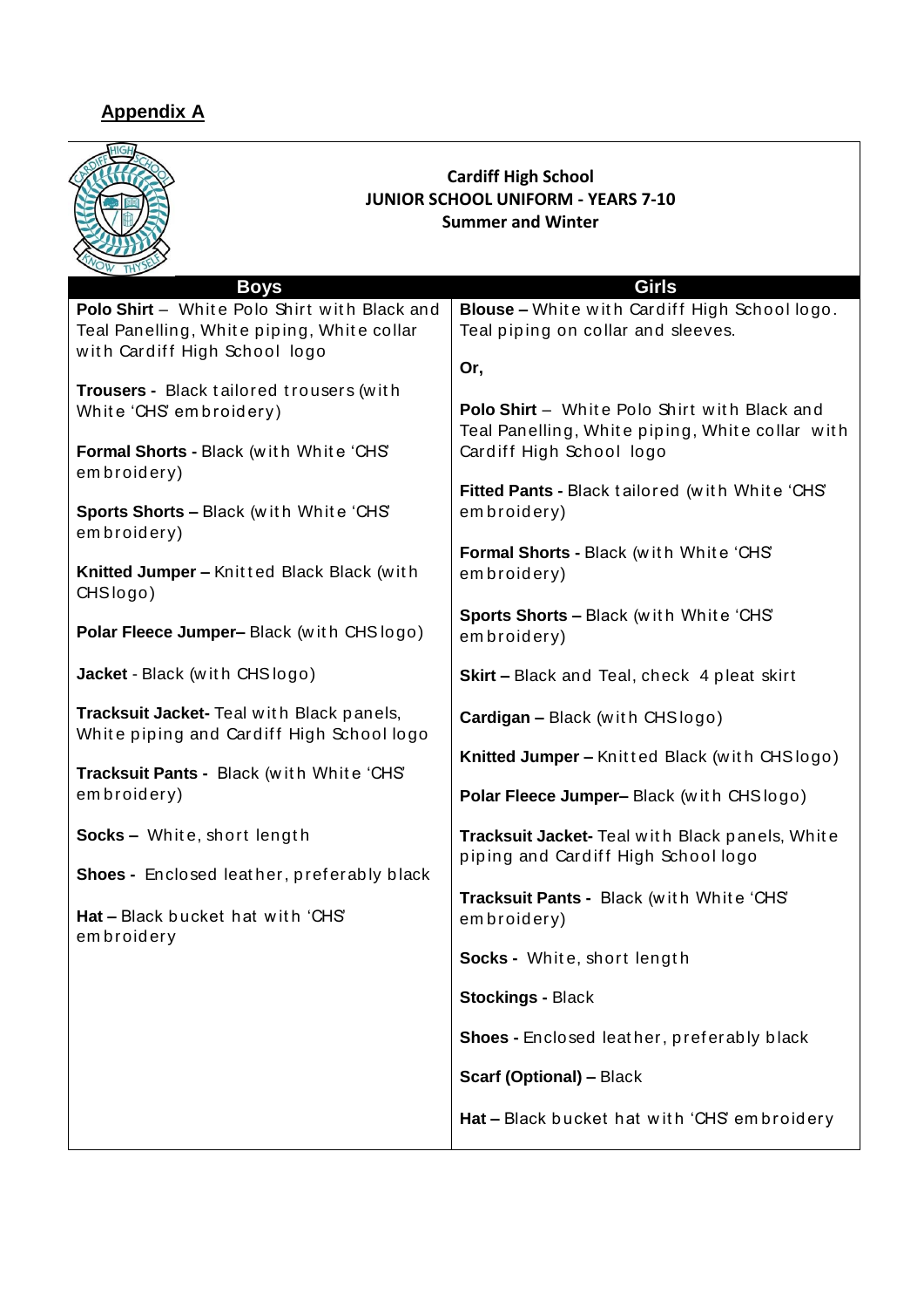## Appendix A

**Cardiff High School**
**JUNIOR SCHOOL UNIFORM - YEARS 7-10**
**Summer and Winter**

| Boys | Girls |
|---|---|
| **Polo Shirt** – White Polo Shirt with Black and Teal Panelling, White piping, White collar with Cardiff High School logo<br><br>**Trousers -** Black tailored trousers (with White 'CHS' embroidery)<br><br>**Formal Shorts -** Black (with White 'CHS' embroidery)<br><br>**Sports Shorts –** Black (with White 'CHS' embroidery)<br><br>**Knitted Jumper –** Knitted Black Black (with CHS logo)<br><br>**Polar Fleece Jumper–** Black (with CHS logo)<br><br>**Jacket** - Black (with CHS logo)<br><br>**Tracksuit Jacket-** Teal with Black panels, White piping and Cardiff High School logo<br><br>**Tracksuit Pants -** Black (with White 'CHS' embroidery)<br><br>**Socks –** White, short length<br><br>**Shoes -** Enclosed leather, preferably black<br><br>**Hat –** Black bucket hat with 'CHS' embroidery | **Blouse –** White with Cardiff High School logo. Teal piping on collar and sleeves.<br><br>**Or,**<br><br>**Polo Shirt** – White Polo Shirt with Black and Teal Panelling, White piping, White collar with Cardiff High School logo<br><br>**Fitted Pants -** Black tailored (with White 'CHS' embroidery)<br><br>**Formal Shorts -** Black (with White 'CHS' embroidery)<br><br>**Sports Shorts –** Black (with White 'CHS' embroidery)<br><br>**Skirt –** Black and Teal, check 4 pleat skirt<br><br>**Cardigan –** Black (with CHS logo)<br><br>**Knitted Jumper –** Knitted Black (with CHS logo)<br><br>**Polar Fleece Jumper–** Black (with CHS logo)<br><br>**Tracksuit Jacket-** Teal with Black panels, White piping and Cardiff High School logo<br><br>**Tracksuit Pants -** Black (with White 'CHS' embroidery)<br><br>**Socks -** White, short length<br><br>**Stockings -** Black<br><br>**Shoes -** Enclosed leather, preferably black<br><br>**Scarf (Optional) –** Black<br><br>**Hat –** Black bucket hat with 'CHS' embroidery |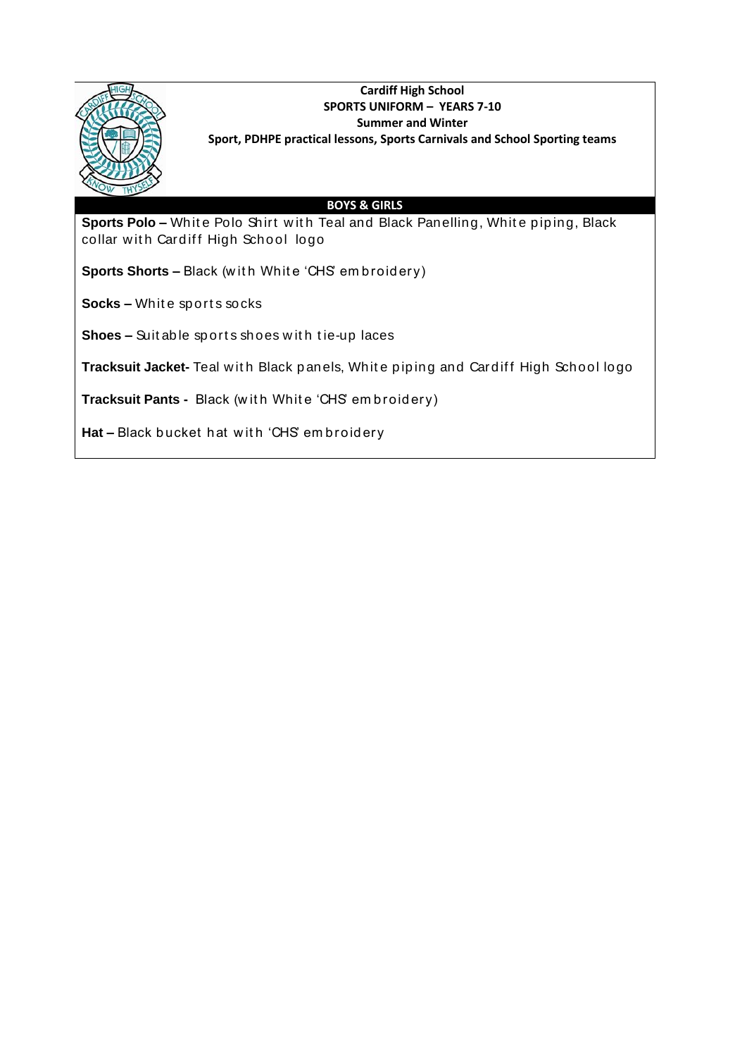**Cardiff High School**
**SPORTS UNIFORM – YEARS 7-10**
**Summer and Winter**
**Sport, PDHPE practical lessons, Sports Carnivals and School Sporting teams**

## BOYS & GIRLS

**Sports Polo –** White Polo Shirt with Teal and Black Panelling, White piping, Black collar with Cardiff High School logo

**Sports Shorts –** Black (with White 'CHS' embroidery)

**Socks –** White sports socks

**Shoes –** Suitable sports shoes with tie-up laces

**Tracksuit Jacket-** Teal with Black panels, White piping and Cardiff High School logo

**Tracksuit Pants -** Black (with White 'CHS' embroidery)

**Hat –** Black bucket hat with 'CHS' embroidery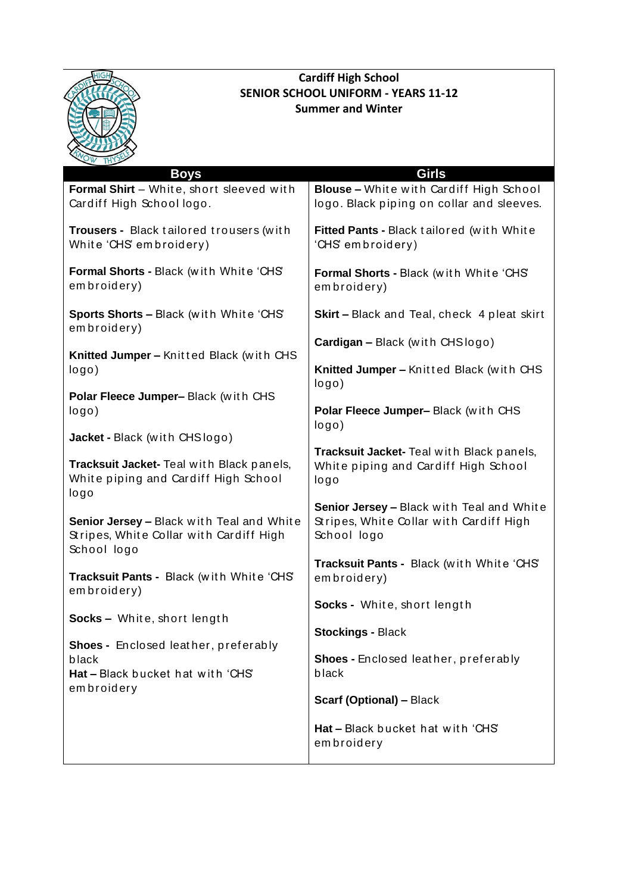**Cardiff High School**
**SENIOR SCHOOL UNIFORM - YEARS 11-12**
**Summer and Winter**

| Boys | Girls |
|---|---|
| **Formal Shirt** – White, short sleeved with Cardiff High School logo. | **Blouse –** White with Cardiff High School logo. Black piping on collar and sleeves. |
| **Trousers -** Black tailored trousers (with White 'CHS' embroidery) | **Fitted Pants -** Black tailored (with White 'CHS' embroidery) |
| **Formal Shorts -** Black (with White 'CHS' embroidery) | **Formal Shorts -** Black (with White 'CHS' embroidery) |
| **Sports Shorts –** Black (with White 'CHS' embroidery) | **Skirt –** Black and Teal, check 4 pleat skirt |
| **Knitted Jumper –** Knitted Black (with CHS logo) | **Cardigan –** Black (with CHS logo) |
| **Polar Fleece Jumper–** Black (with CHS logo) | **Knitted Jumper –** Knitted Black (with CHS logo) |
| **Jacket -** Black (with CHS logo) | **Polar Fleece Jumper–** Black (with CHS logo) |
| **Tracksuit Jacket-** Teal with Black panels, White piping and Cardiff High School logo | **Tracksuit Jacket-** Teal with Black panels, White piping and Cardiff High School logo |
| **Senior Jersey –** Black with Teal and White Stripes, White Collar with Cardiff High School logo | **Senior Jersey –** Black with Teal and White Stripes, White Collar with Cardiff High School logo |
| **Tracksuit Pants -** Black (with White 'CHS' embroidery) | **Tracksuit Pants -** Black (with White 'CHS' embroidery) |
| **Socks –** White, short length | **Socks -** White, short length |
| **Shoes -** Enclosed leather, preferably black | **Stockings -** Black |
| **Hat –** Black bucket hat with 'CHS' embroidery | **Shoes -** Enclosed leather, preferably black |
| | **Scarf (Optional) –** Black |
| | **Hat –** Black bucket hat with 'CHS' embroidery |